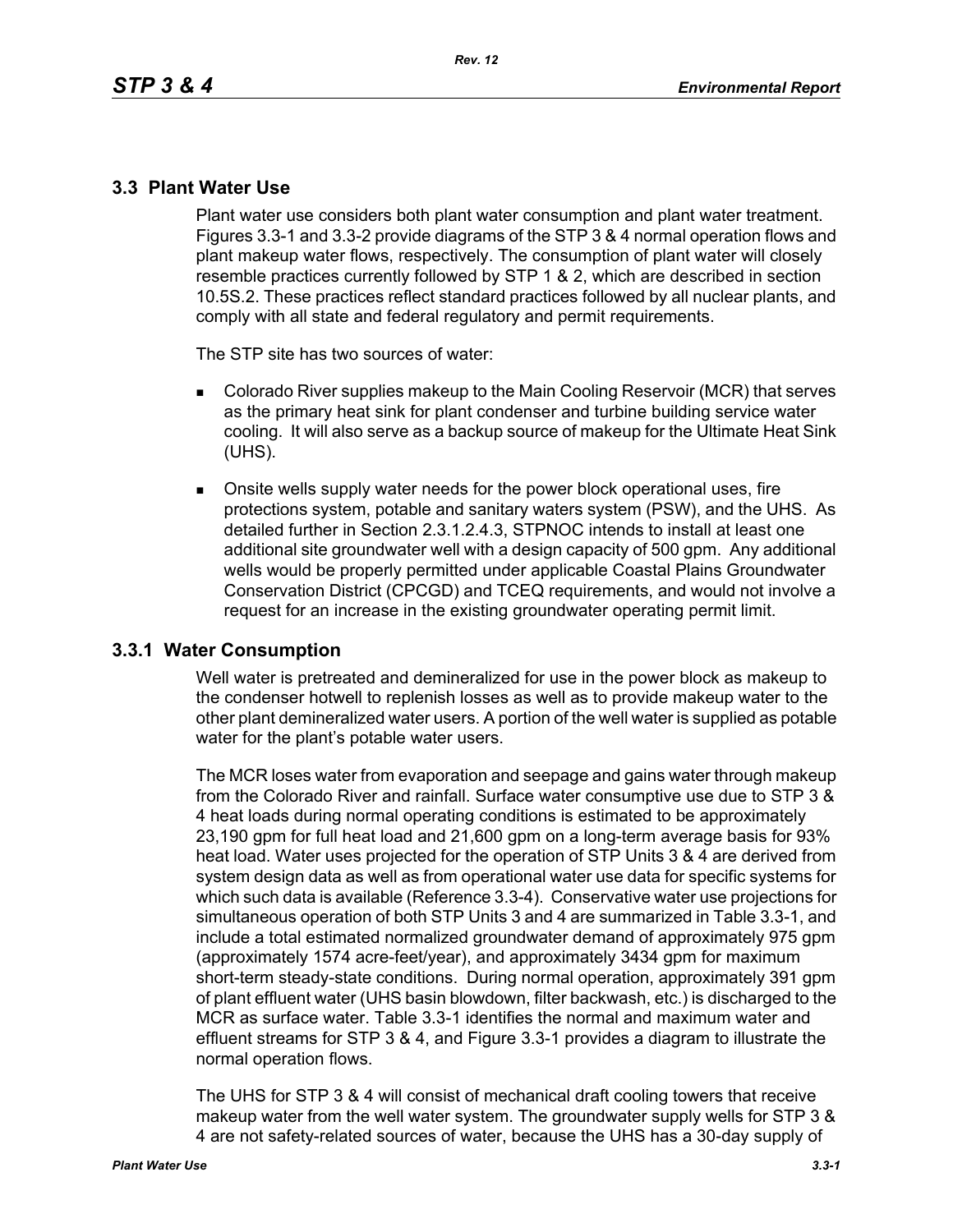## 3.3 Plant Water Use

Plant water use considers both plant water consumption and plant water treatment. Figures 3.3-1 and 3.3-2 provide diagrams of the STP 3 & 4 normal operation flows and plant makeup water flows, respectively. The consumption of plant water will closely resemble practices currently followed by STP 1 & 2, which are described in section 10.5S.2. These practices reflect standard practices followed by all nuclear plants, and comply with all state and federal regulatory and permit requirements.

The STP site has two sources of water:

- Colorado River supplies makeup to the Main Cooling Reservoir (MCR) that serves as the primary heat sink for plant condenser and turbine building service water cooling. It will also serve as a backup source of makeup for the Ultimate Heat Sink (UHS).
- Onsite wells supply water needs for the power block operational uses, fire protections system, potable and sanitary waters system (PSW), and the UHS. As detailed further in Section 2.3.1.2.4.3, STPNOC intends to install at least one additional site groundwater well with a design capacity of 500 gpm. Any additional wells would be properly permitted under applicable Coastal Plains Groundwater Conservation District (CPCGD) and TCEQ requirements, and would not involve a request for an increase in the existing groundwater operating permit limit.

### 3.3.1 Water Consumption

Well water is pretreated and demineralized for use in the power block as makeup to the condenser hotwell to replenish losses as well as to provide makeup water to the other plant demineralized water users. A portion of the well water is supplied as potable water for the plant's potable water users.

The MCR loses water from evaporation and seepage and gains water through makeup from the Colorado River and rainfall. Surface water consumptive use due to STP 3 & 4 heat loads during normal operating conditions is estimated to be approximately 23,190 gpm for full heat load and 21,600 gpm on a long-term average basis for 93% heat load. Water uses projected for the operation of STP Units 3 & 4 are derived from system design data as well as from operational water use data for specific systems for which such data is available (Reference 3.3-4). Conservative water use projections for simultaneous operation of both STP Units 3 and 4 are summarized in Table 3.3-1, and include a total estimated normalized groundwater demand of approximately 975 gpm (approximately 1574 acre-feet/year), and approximately 3434 gpm for maximum short-term steady-state conditions. During normal operation, approximately 391 gpm of plant effluent water (UHS basin blowdown, filter backwash, etc.) is discharged to the MCR as surface water. Table 3.3-1 identifies the normal and maximum water and effluent streams for STP 3 & 4, and Figure 3.3-1 provides a diagram to illustrate the normal operation flows.

The UHS for STP 3 & 4 will consist of mechanical draft cooling towers that receive makeup water from the well water system. The groundwater supply wells for STP 3 & 4 are not safety-related sources of water, because the UHS has a 30-day supply of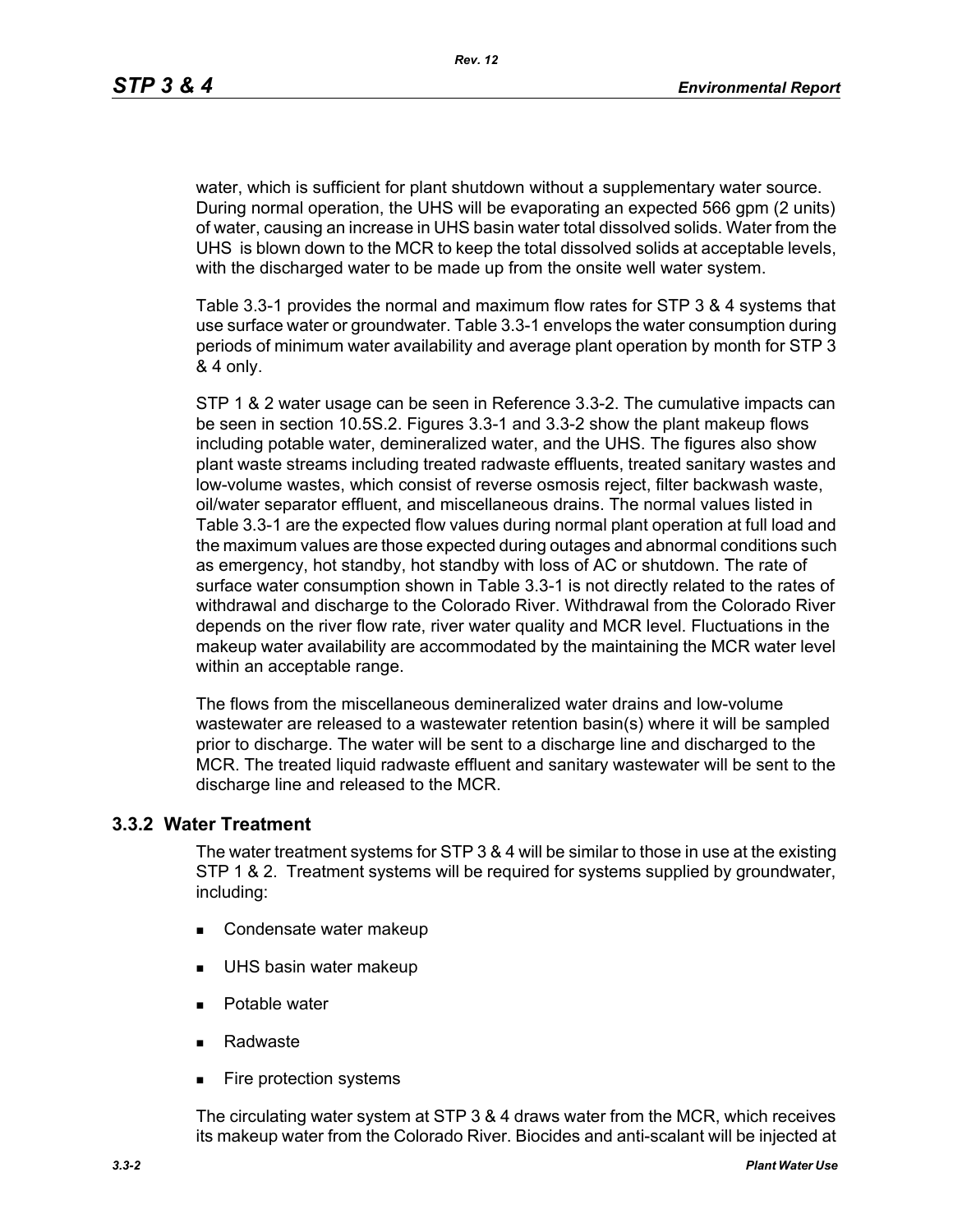water, which is sufficient for plant shutdown without a supplementary water source. During normal operation, the UHS will be evaporating an expected 566 gpm (2 units) of water, causing an increase in UHS basin water total dissolved solids. Water from the UHS is blown down to the MCR to keep the total dissolved solids at acceptable levels, with the discharged water to be made up from the onsite well water system.

Table 3.3-1 provides the normal and maximum flow rates for STP 3 & 4 systems that use surface water or groundwater. Table 3.3-1 envelops the water consumption during periods of minimum water availability and average plant operation by month for STP 3 & 4 only.

STP 1 & 2 water usage can be seen in Reference 3.3-2. The cumulative impacts can be seen in section 10.5S.2. Figures 3.3-1 and 3.3-2 show the plant makeup flows including potable water, demineralized water, and the UHS. The figures also show plant waste streams including treated radwaste effluents, treated sanitary wastes and low-volume wastes, which consist of reverse osmosis reject, filter backwash waste, oil/water separator effluent, and miscellaneous drains. The normal values listed in Table 3.3-1 are the expected flow values during normal plant operation at full load and the maximum values are those expected during outages and abnormal conditions such as emergency, hot standby, hot standby with loss of AC or shutdown. The rate of surface water consumption shown in Table 3.3-1 is not directly related to the rates of withdrawal and discharge to the Colorado River. Withdrawal from the Colorado River depends on the river flow rate, river water quality and MCR level. Fluctuations in the makeup water availability are accommodated by the maintaining the MCR water level within an acceptable range.

The flows from the miscellaneous demineralized water drains and low-volume wastewater are released to a wastewater retention basin(s) where it will be sampled prior to discharge. The water will be sent to a discharge line and discharged to the MCR. The treated liquid radwaste effluent and sanitary wastewater will be sent to the discharge line and released to the MCR.

### 3.3.2 Water Treatment

The water treatment systems for STP 3 & 4 will be similar to those in use at the existing STP 1 & 2. Treatment systems will be required for systems supplied by groundwater, including:

- Condensate water makeup
- UHS basin water makeup
- Potable water
- Radwaste
- Fire protection systems

The circulating water system at STP 3 & 4 draws water from the MCR, which receives its makeup water from the Colorado River. Biocides and anti-scalant will be injected at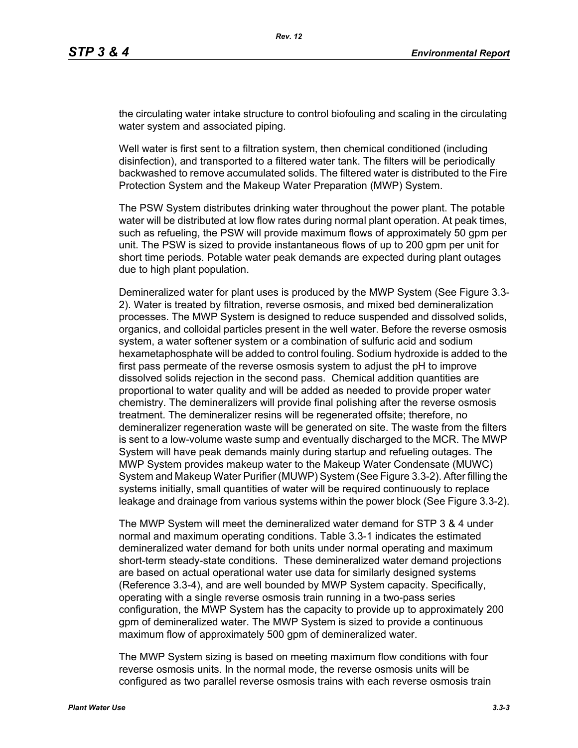the circulating water intake structure to control biofouling and scaling in the circulating water system and associated piping.

Well water is first sent to a filtration system, then chemical conditioned (including disinfection), and transported to a filtered water tank. The filters will be periodically backwashed to remove accumulated solids. The filtered water is distributed to the Fire Protection System and the Makeup Water Preparation (MWP) System.

The PSW System distributes drinking water throughout the power plant. The potable water will be distributed at low flow rates during normal plant operation. At peak times, such as refueling, the PSW will provide maximum flows of approximately 50 gpm per unit. The PSW is sized to provide instantaneous flows of up to 200 gpm per unit for short time periods. Potable water peak demands are expected during plant outages due to high plant population.

Demineralized water for plant uses is produced by the MWP System (See Figure 3.3-2). Water is treated by filtration, reverse osmosis, and mixed bed demineralization processes. The MWP System is designed to reduce suspended and dissolved solids, organics, and colloidal particles present in the well water. Before the reverse osmosis system, a water softener system or a combination of sulfuric acid and sodium hexametaphosphate will be added to control fouling. Sodium hydroxide is added to the first pass permeate of the reverse osmosis system to adjust the pH to improve dissolved solids rejection in the second pass. Chemical addition quantities are proportional to water quality and will be added as needed to provide proper water chemistry. The demineralizers will provide final polishing after the reverse osmosis treatment. The demineralizer resins will be regenerated offsite; therefore, no demineralizer regeneration waste will be generated on site. The waste from the filters is sent to a low-volume waste sump and eventually discharged to the MCR. The MWP System will have peak demands mainly during startup and refueling outages. The MWP System provides makeup water to the Makeup Water Condensate (MUWC) System and Makeup Water Purifier (MUWP) System (See Figure 3.3-2). After filling the systems initially, small quantities of water will be required continuously to replace leakage and drainage from various systems within the power block (See Figure 3.3-2).

The MWP System will meet the demineralized water demand for STP 3 & 4 under normal and maximum operating conditions. Table 3.3-1 indicates the estimated demineralized water demand for both units under normal operating and maximum short-term steady-state conditions. These demineralized water demand projections are based on actual operational water use data for similarly designed systems (Reference 3.3-4), and are well bounded by MWP System capacity. Specifically, operating with a single reverse osmosis train running in a two-pass series configuration, the MWP System has the capacity to provide up to approximately 200 gpm of demineralized water. The MWP System is sized to provide a continuous maximum flow of approximately 500 gpm of demineralized water.

The MWP System sizing is based on meeting maximum flow conditions with four reverse osmosis units. In the normal mode, the reverse osmosis units will be configured as two parallel reverse osmosis trains with each reverse osmosis train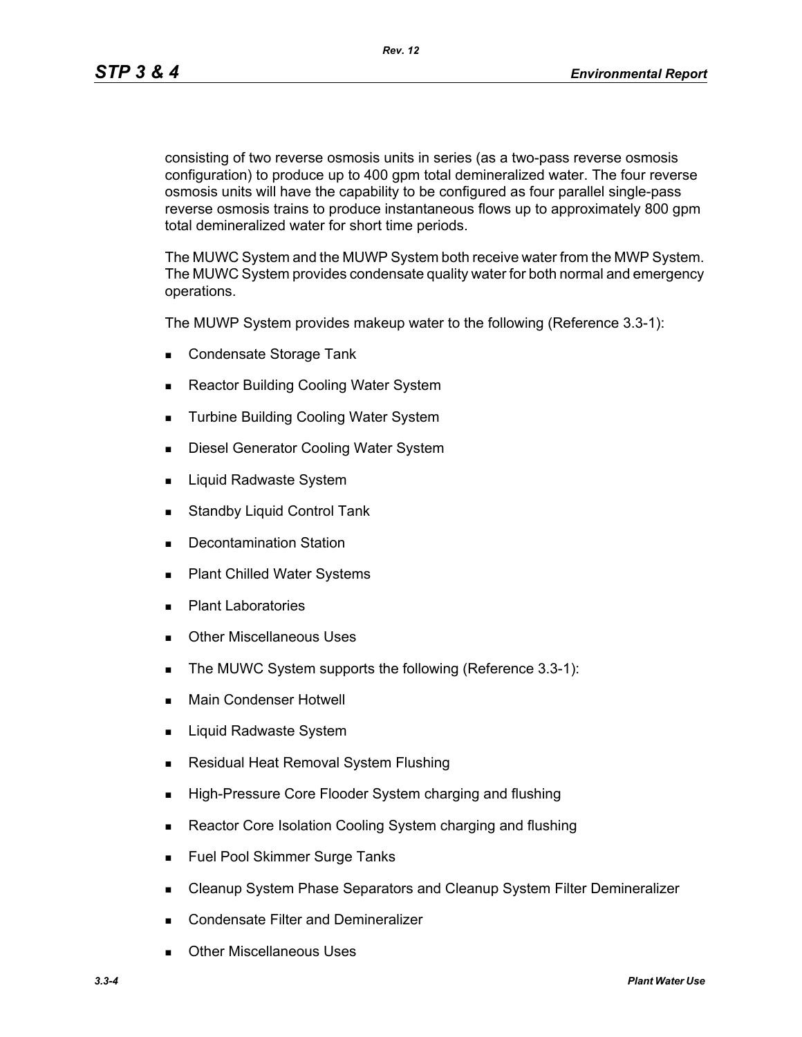consisting of two reverse osmosis units in series (as a two-pass reverse osmosis configuration) to produce up to 400 gpm total demineralized water. The four reverse osmosis units will have the capability to be configured as four parallel single-pass reverse osmosis trains to produce instantaneous flows up to approximately 800 gpm total demineralized water for short time periods.

The MUWC System and the MUWP System both receive water from the MWP System. The MUWC System provides condensate quality water for both normal and emergency operations.

The MUWP System provides makeup water to the following (Reference 3.3-1):

- Condensate Storage Tank
- Reactor Building Cooling Water System
- Turbine Building Cooling Water System
- Diesel Generator Cooling Water System
- Liquid Radwaste System
- Standby Liquid Control Tank
- Decontamination Station
- Plant Chilled Water Systems
- Plant Laboratories
- Other Miscellaneous Uses
- The MUWC System supports the following (Reference 3.3-1):
- Main Condenser Hotwell
- Liquid Radwaste System
- Residual Heat Removal System Flushing
- High-Pressure Core Flooder System charging and flushing
- Reactor Core Isolation Cooling System charging and flushing
- Fuel Pool Skimmer Surge Tanks
- Cleanup System Phase Separators and Cleanup System Filter Demineralizer
- Condensate Filter and Demineralizer
- Other Miscellaneous Uses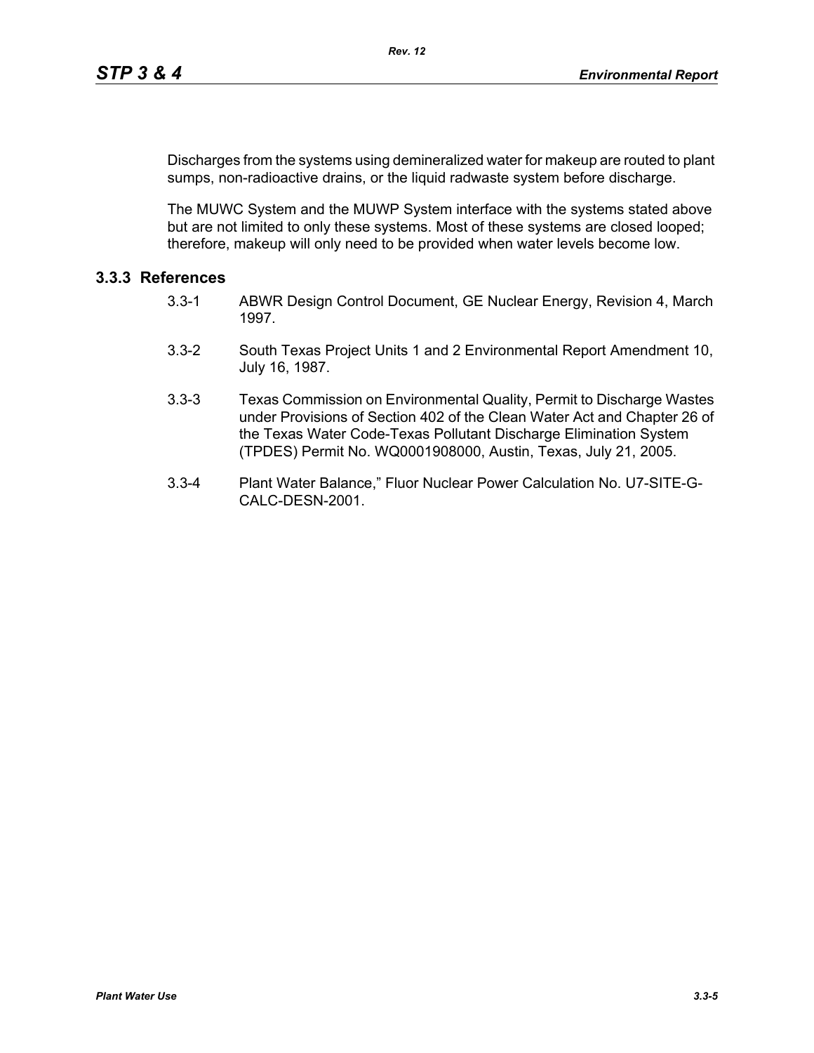Discharges from the systems using demineralized water for makeup are routed to plant sumps, non-radioactive drains, or the liquid radwaste system before discharge.

The MUWC System and the MUWP System interface with the systems stated above but are not limited to only these systems. Most of these systems are closed looped; therefore, makeup will only need to be provided when water levels become low.

### 3.3.3 References

3.3-1 ABWR Design Control Document, GE Nuclear Energy, Revision 4, March 1997.

3.3-2 South Texas Project Units 1 and 2 Environmental Report Amendment 10, July 16, 1987.

3.3-3 Texas Commission on Environmental Quality, Permit to Discharge Wastes under Provisions of Section 402 of the Clean Water Act and Chapter 26 of the Texas Water Code-Texas Pollutant Discharge Elimination System (TPDES) Permit No. WQ0001908000, Austin, Texas, July 21, 2005.

3.3-4 Plant Water Balance," Fluor Nuclear Power Calculation No. U7-SITE-G-CALC-DESN-2001.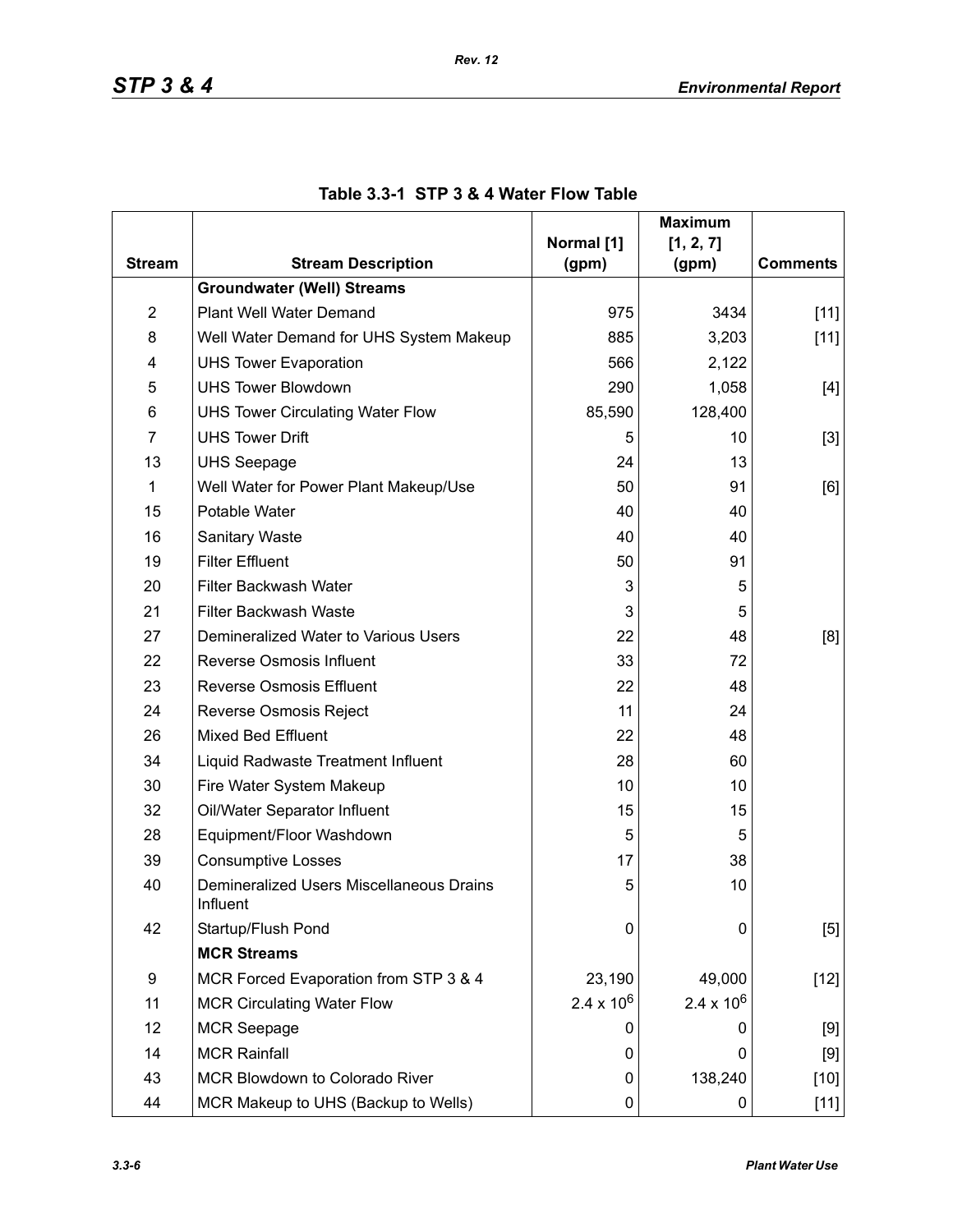**Table 3.3-1 STP 3 & 4 Water Flow Table**

| Stream | Stream Description | Normal [1] (gpm) | Maximum [1, 2, 7] (gpm) | Comments |
|---|---|---|---|---|
| | **Groundwater (Well) Streams** | | | |
| 2 | Plant Well Water Demand | 975 | 3434 | [11] |
| 8 | Well Water Demand for UHS System Makeup | 885 | 3,203 | [11] |
| 4 | UHS Tower Evaporation | 566 | 2,122 | |
| 5 | UHS Tower Blowdown | 290 | 1,058 | [4] |
| 6 | UHS Tower Circulating Water Flow | 85,590 | 128,400 | |
| 7 | UHS Tower Drift | 5 | 10 | [3] |
| 13 | UHS Seepage | 24 | 13 | |
| 1 | Well Water for Power Plant Makeup/Use | 50 | 91 | [6] |
| 15 | Potable Water | 40 | 40 | |
| 16 | Sanitary Waste | 40 | 40 | |
| 19 | Filter Effluent | 50 | 91 | |
| 20 | Filter Backwash Water | 3 | 5 | |
| 21 | Filter Backwash Waste | 3 | 5 | |
| 27 | Demineralized Water to Various Users | 22 | 48 | [8] |
| 22 | Reverse Osmosis Influent | 33 | 72 | |
| 23 | Reverse Osmosis Effluent | 22 | 48 | |
| 24 | Reverse Osmosis Reject | 11 | 24 | |
| 26 | Mixed Bed Effluent | 22 | 48 | |
| 34 | Liquid Radwaste Treatment Influent | 28 | 60 | |
| 30 | Fire Water System Makeup | 10 | 10 | |
| 32 | Oil/Water Separator Influent | 15 | 15 | |
| 28 | Equipment/Floor Washdown | 5 | 5 | |
| 39 | Consumptive Losses | 17 | 38 | |
| 40 | Demineralized Users Miscellaneous Drains Influent | 5 | 10 | |
| 42 | Startup/Flush Pond | 0 | 0 | [5] |
| | **MCR Streams** | | | |
| 9 | MCR Forced Evaporation from STP 3 & 4 | 23,190 | 49,000 | [12] |
| 11 | MCR Circulating Water Flow | $2.4 \times 10^6$ | $2.4 \times 10^6$ | |
| 12 | MCR Seepage | 0 | 0 | [9] |
| 14 | MCR Rainfall | 0 | 0 | [9] |
| 43 | MCR Blowdown to Colorado River | 0 | 138,240 | [10] |
| 44 | MCR Makeup to UHS (Backup to Wells) | 0 | 0 | [11] |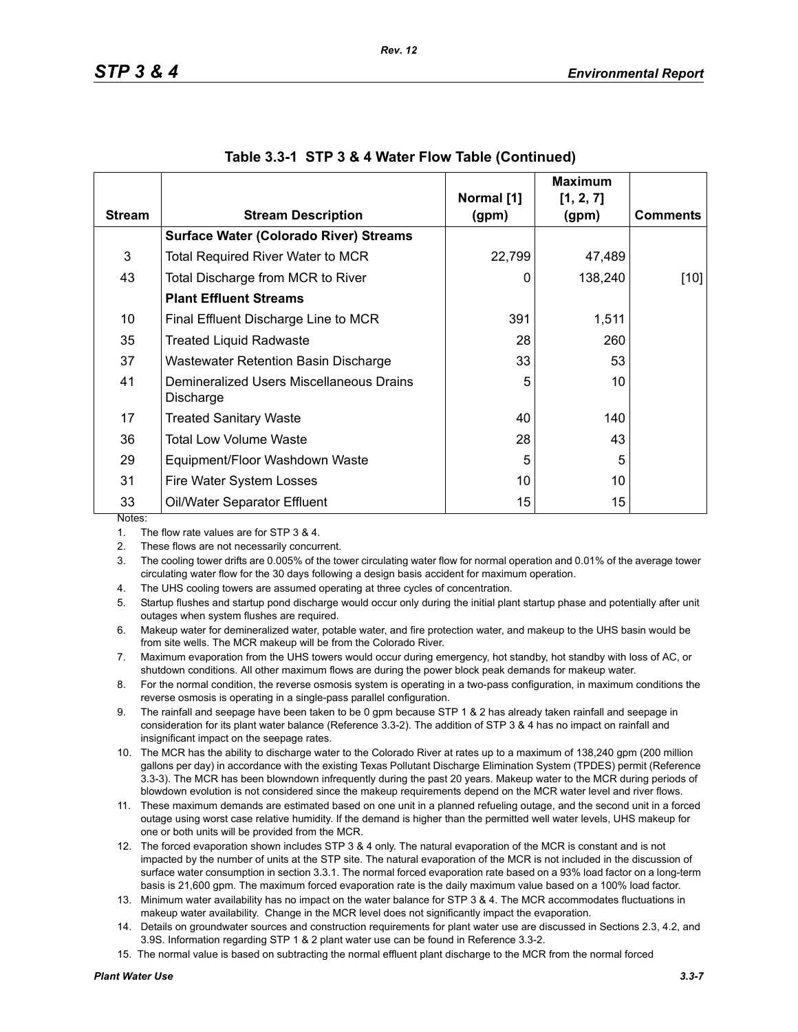### Table 3.3-1 STP 3 & 4 Water Flow Table (Continued)

| Stream | Stream Description | Normal [1] (gpm) | Maximum [1, 2, 7] (gpm) | Comments |
|---|---|---|---|---|
| | **Surface Water (Colorado River) Streams** | | | |
| 3 | Total Required River Water to MCR | 22,799 | 47,489 | |
| 43 | Total Discharge from MCR to River | 0 | 138,240 | [10] |
| | **Plant Effluent Streams** | | | |
| 10 | Final Effluent Discharge Line to MCR | 391 | 1,511 | |
| 35 | Treated Liquid Radwaste | 28 | 260 | |
| 37 | Wastewater Retention Basin Discharge | 33 | 53 | |
| 41 | Demineralized Users Miscellaneous Drains Discharge | 5 | 10 | |
| 17 | Treated Sanitary Waste | 40 | 140 | |
| 36 | Total Low Volume Waste | 28 | 43 | |
| 29 | Equipment/Floor Washdown Waste | 5 | 5 | |
| 31 | Fire Water System Losses | 10 | 10 | |
| 33 | Oil/Water Separator Effluent | 15 | 15 | |

Notes:

1. The flow rate values are for STP 3 & 4.
2. These flows are not necessarily concurrent.
3. The cooling tower drifts are 0.005% of the tower circulating water flow for normal operation and 0.01% of the average tower circulating water flow for the 30 days following a design basis accident for maximum operation.
4. The UHS cooling towers are assumed operating at three cycles of concentration.
5. Startup flushes and startup pond discharge would occur only during the initial plant startup phase and potentially after unit outages when system flushes are required.
6. Makeup water for demineralized water, potable water, and fire protection water, and makeup to the UHS basin would be from site wells. The MCR makeup will be from the Colorado River.
7. Maximum evaporation from the UHS towers would occur during emergency, hot standby, hot standby with loss of AC, or shutdown conditions. All other maximum flows are during the power block peak demands for makeup water.
8. For the normal condition, the reverse osmosis system is operating in a two-pass configuration, in maximum conditions the reverse osmosis is operating in a single-pass parallel configuration.
9. The rainfall and seepage have been taken to be 0 gpm because STP 1 & 2 has already taken rainfall and seepage in consideration for its plant water balance (Reference 3.3-2). The addition of STP 3 & 4 has no impact on rainfall and insignificant impact on the seepage rates.
10. The MCR has the ability to discharge water to the Colorado River at rates up to a maximum of 138,240 gpm (200 million gallons per day) in accordance with the existing Texas Pollutant Discharge Elimination System (TPDES) permit (Reference 3.3-3). The MCR has been blowndown infrequently during the past 20 years. Makeup water to the MCR during periods of blowdown evolution is not considered since the makeup requirements depend on the MCR water level and river flows.
11. These maximum demands are estimated based on one unit in a planned refueling outage, and the second unit in a forced outage using worst case relative humidity. If the demand is higher than the permitted well water levels, UHS makeup for one or both units will be provided from the MCR.
12. The forced evaporation shown includes STP 3 & 4 only. The natural evaporation of the MCR is constant and is not impacted by the number of units at the STP site. The natural evaporation of the MCR is not included in the discussion of surface water consumption in section 3.3.1. The normal forced evaporation rate based on a 93% load factor on a long-term basis is 21,600 gpm. The maximum forced evaporation rate is the daily maximum value based on a 100% load factor.
13. Minimum water availability has no impact on the water balance for STP 3 & 4. The MCR accommodates fluctuations in makeup water availability. Change in the MCR level does not significantly impact the evaporation.
14. Details on groundwater sources and construction requirements for plant water use are discussed in Sections 2.3, 4.2, and 3.9S. Information regarding STP 1 & 2 plant water use can be found in Reference 3.3-2.
15. The normal value is based on subtracting the normal effluent plant discharge to the MCR from the normal forced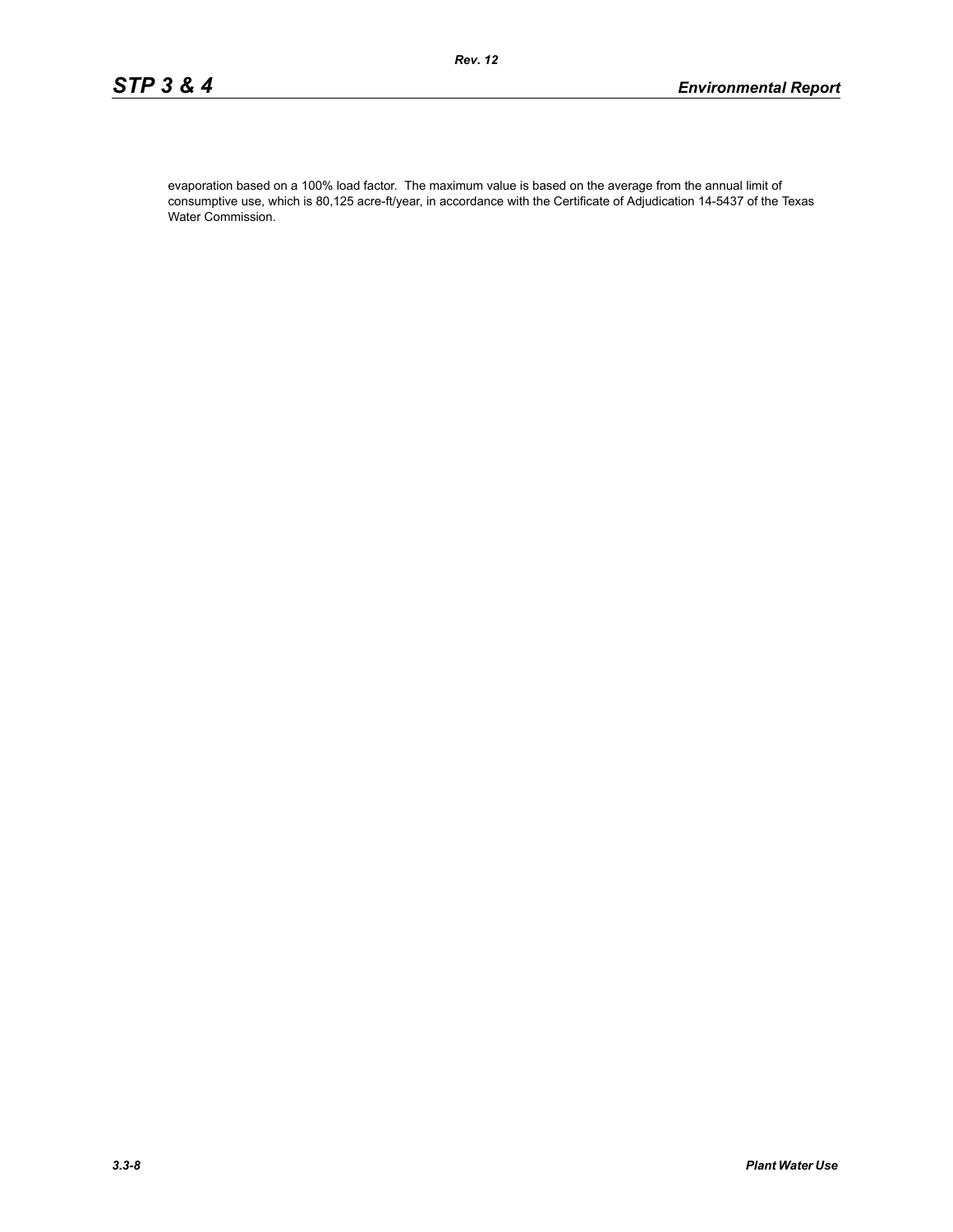evaporation based on a 100% load factor. The maximum value is based on the average from the annual limit of consumptive use, which is 80,125 acre-ft/year, in accordance with the Certificate of Adjudication 14-5437 of the Texas Water Commission.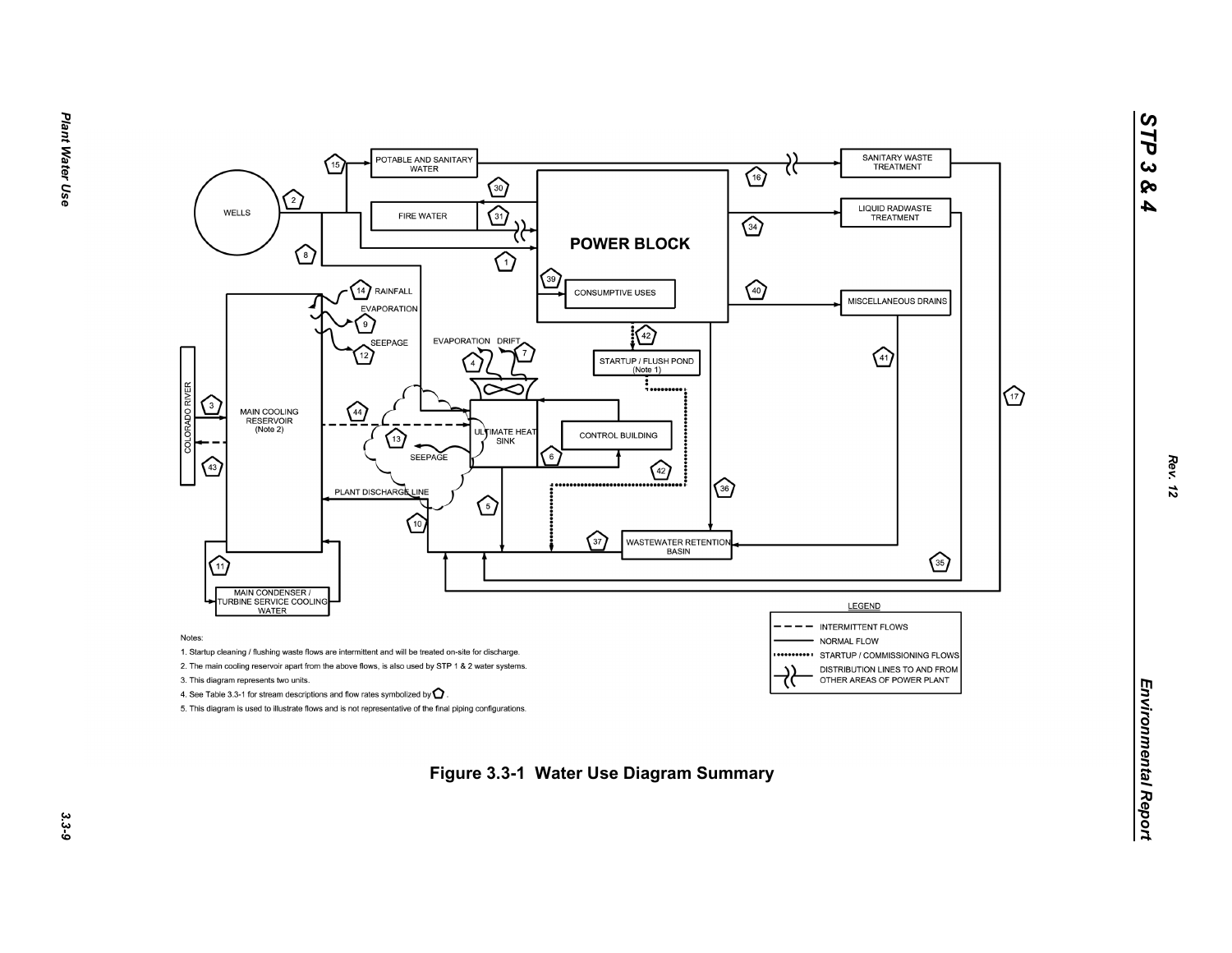Notes:

1. Startup cleaning / flushing waste flows are intermittent and will be treated on-site for discharge.
2. The main cooling reservoir apart from the above flows, is also used by STP 1 & 2 water systems.
3. This diagram represents two units.
4. See Table 3.3-1 for stream descriptions and flow rates symbolized by ⬠ .
5. This diagram is used to illustrate flows and is not representative of the final piping configurations.

**Figure 3.3-1 Water Use Diagram Summary**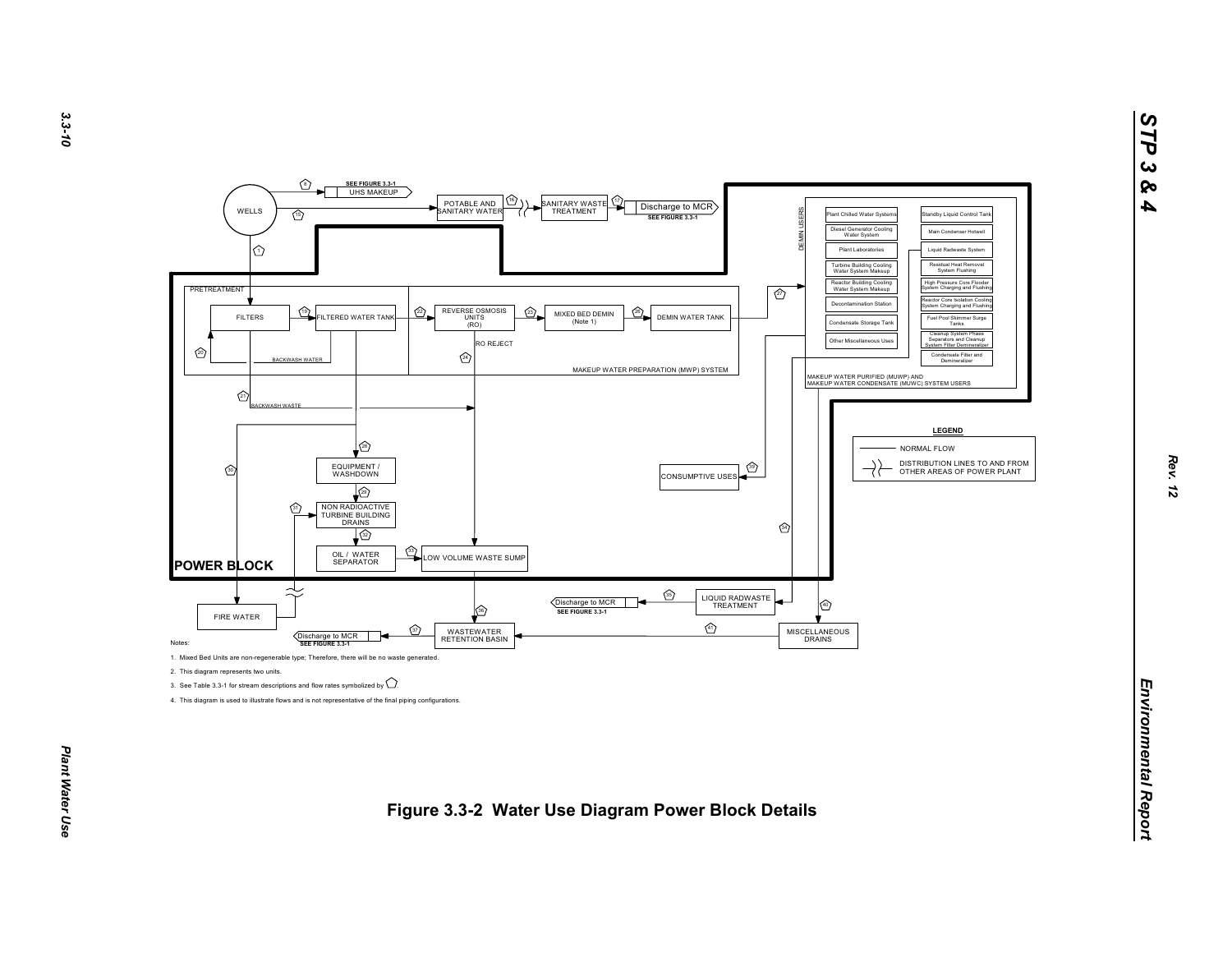WELLS

8

SEE FIGURE 3.3-1

UHS MAKEUP

15

POTABLE AND SANITARY WATER

16

SANITARY WASTE TREATMENT

17

Discharge to MCR

SEE FIGURE 3.3-1

1

PRETREATMENT

FILTERS

19

FILTERED WATER TANK

20

BACKWASH WATER

22

REVERSE OSMOSIS UNITS (RO)

23

MIXED BED DEMIN (Note 1)

26

DEMIN WATER TANK

24

RO REJECT

MAKEUP WATER PREPARATION (MWP) SYSTEM

27

DEMIN USERS

Plant Chilled Water Systems

Diesel Generator Cooling Water System

Plant Laboratories

Turbine Building Cooling Water System Makeup

Reactor Building Cooling Water System Makeup

Decontamination Station

Condensate Storage Tank

Other Miscellaneous Uses

Standby Liquid Control Tank

Main Condenser Hotwell

Liquid Radwaste System

Residual Heat Removal System Flushing

High Pressure Core Flooder System Charging and Flushing

Reactor Core Isolation Cooling System Charging and Flushing

Fuel Pool Skimmer Surge Tanks

Cleanup System Phase Separators and Cleanup System Filter Demineralizer

Condensate Filter and Demineralizer

MAKEUP WATER PURIFIED (MUWP) AND MAKEUP WATER CONDENSATE (MUWC) SYSTEM USERS

21

BACKWASH WASTE

28

EQUIPMENT / WASHDOWN

29

30

31

NON RADIOACTIVE TURBINE BUILDING DRAINS

32

OIL / WATER SEPARATOR

33

LOW VOLUME WASTE SUMP

39

CONSUMPTIVE USES

34

POWER BLOCK

LEGEND

NORMAL FLOW

DISTRIBUTION LINES TO AND FROM OTHER AREAS OF POWER PLANT

FIRE WATER

36

35

Discharge to MCR

SEE FIGURE 3.3-1

LIQUID RADWASTE TREATMENT

40

37

Discharge to MCR

SEE FIGURE 3.3-1

WASTEWATER RETENTION BASIN

41

MISCELLANEOUS DRAINS

Notes:

1. Mixed Bed Units are non-regenerable type; Therefore, there will be no waste generated.

2. This diagram represents two units.

3. See Table 3.3-1 for stream descriptions and flow rates symbolized by ⬠.

4. This diagram is used to illustrate flows and is not representative of the final piping configurations.

Figure 3.3-2 Water Use Diagram Power Block Details